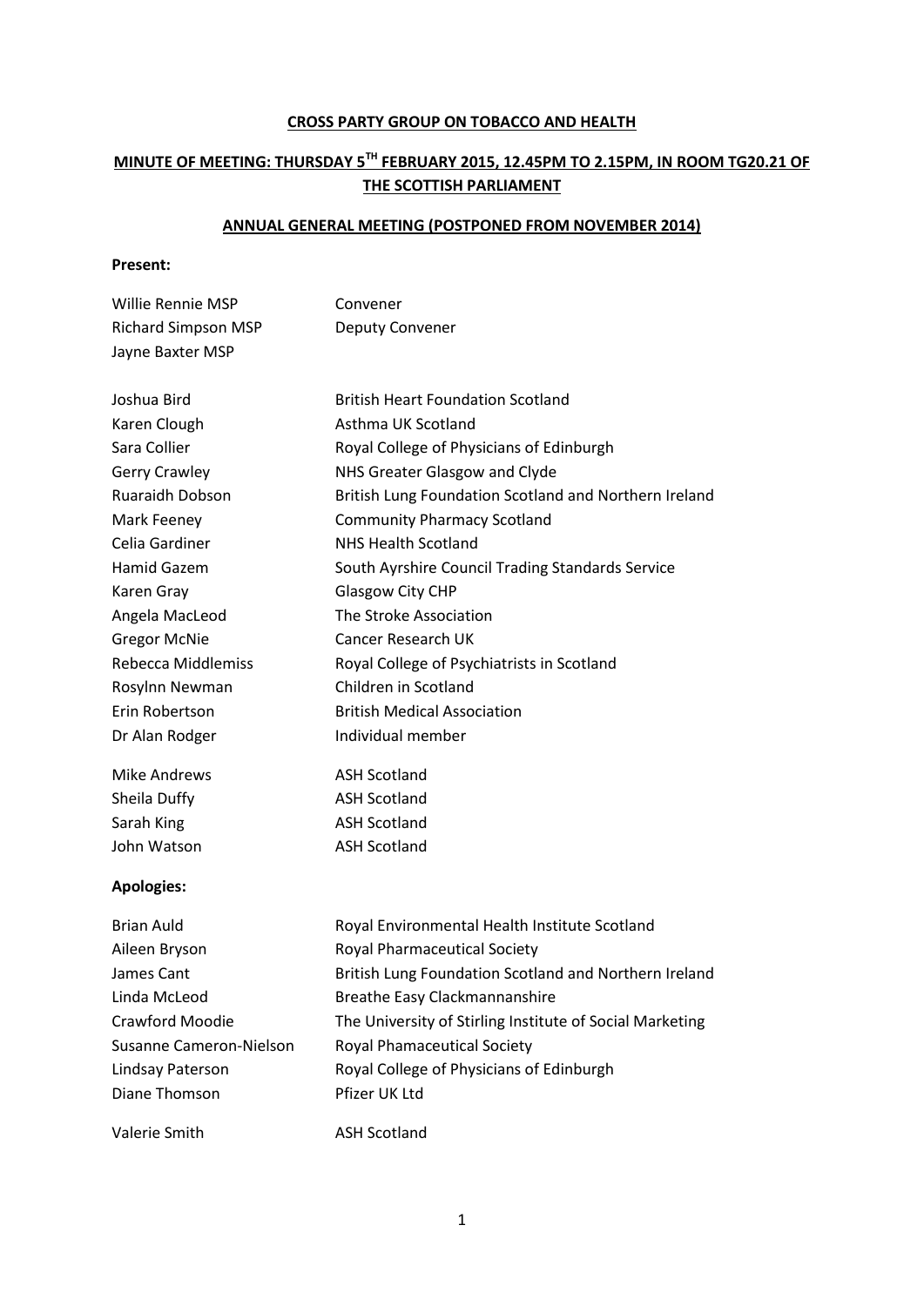**CROSS PARTY GROUP ON TOBACCO AND HEALTH**

**MINUTE OF MEETING: THURSDAY 5TH FEBRUARY 2015, 12.45PM TO 2.15PM, IN ROOM TG20.21 OF THE SCOTTISH PARLIAMENT**

**ANNUAL GENERAL MEETING (POSTPONED FROM NOVEMBER 2014)**

**Present:**

| | |
|---|---|
| Willie Rennie MSP | Convener |
| Richard Simpson MSP | Deputy Convener |
| Jayne Baxter MSP | |
| | |
| Joshua Bird | British Heart Foundation Scotland |
| Karen Clough | Asthma UK Scotland |
| Sara Collier | Royal College of Physicians of Edinburgh |
| Gerry Crawley | NHS Greater Glasgow and Clyde |
| Ruaraidh Dobson | British Lung Foundation Scotland and Northern Ireland |
| Mark Feeney | Community Pharmacy Scotland |
| Celia Gardiner | NHS Health Scotland |
| Hamid Gazem | South Ayrshire Council Trading Standards Service |
| Karen Gray | Glasgow City CHP |
| Angela MacLeod | The Stroke Association |
| Gregor McNie | Cancer Research UK |
| Rebecca Middlemiss | Royal College of Psychiatrists in Scotland |
| Rosylnn Newman | Children in Scotland |
| Erin Robertson | British Medical Association |
| Dr Alan Rodger | Individual member |
| | |
| Mike Andrews | ASH Scotland |
| Sheila Duffy | ASH Scotland |
| Sarah King | ASH Scotland |
| John Watson | ASH Scotland |

**Apologies:**

| | |
|---|---|
| Brian Auld | Royal Environmental Health Institute Scotland |
| Aileen Bryson | Royal Pharmaceutical Society |
| James Cant | British Lung Foundation Scotland and Northern Ireland |
| Linda McLeod | Breathe Easy Clackmannanshire |
| Crawford Moodie | The University of Stirling Institute of Social Marketing |
| Susanne Cameron-Nielson | Royal Phamaceutical Society |
| Lindsay Paterson | Royal College of Physicians of Edinburgh |
| Diane Thomson | Pfizer UK Ltd |
| | |
| Valerie Smith | ASH Scotland |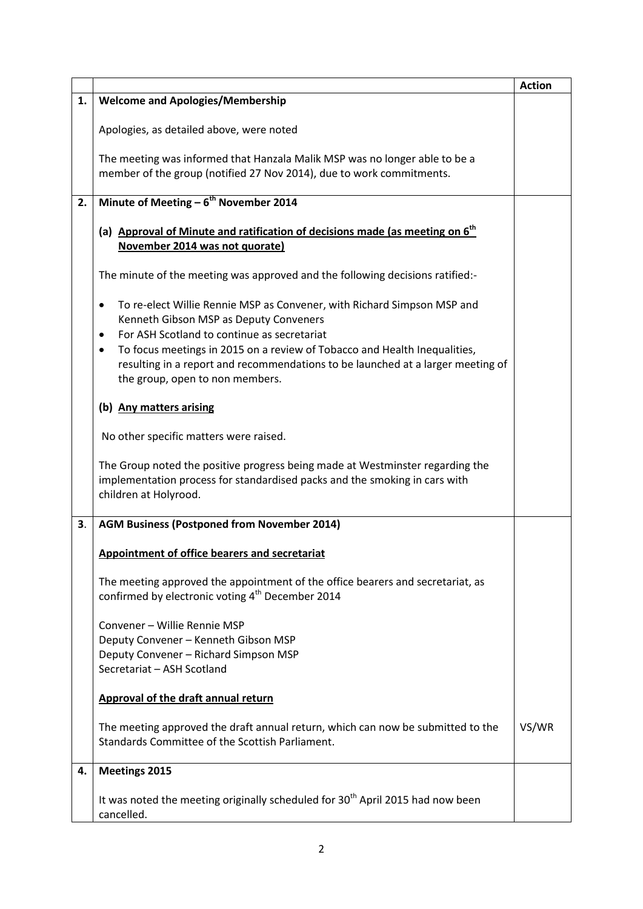| | | Action |
|---|---|---|
| 1. | **Welcome and Apologies/Membership**<br><br>Apologies, as detailed above, were noted<br><br>The meeting was informed that Hanzala Malik MSP was no longer able to be a member of the group (notified 27 Nov 2014), due to work commitments. | |
| 2. | **Minute of Meeting – 6th November 2014**<br><br>**(a) Approval of Minute and ratification of decisions made (as meeting on 6th November 2014 was not quorate)**<br><br>The minute of the meeting was approved and the following decisions ratified:-<br><br>• To re-elect Willie Rennie MSP as Convener, with Richard Simpson MSP and Kenneth Gibson MSP as Deputy Conveners<br>• For ASH Scotland to continue as secretariat<br>• To focus meetings in 2015 on a review of Tobacco and Health Inequalities, resulting in a report and recommendations to be launched at a larger meeting of the group, open to non members.<br><br>**(b) Any matters arising**<br><br>No other specific matters were raised.<br><br>The Group noted the positive progress being made at Westminster regarding the implementation process for standardised packs and the smoking in cars with children at Holyrood. | |
| 3. | **AGM Business (Postponed from November 2014)**<br><br>**Appointment of office bearers and secretariat**<br><br>The meeting approved the appointment of the office bearers and secretariat, as confirmed by electronic voting 4th December 2014<br><br>Convener – Willie Rennie MSP<br>Deputy Convener – Kenneth Gibson MSP<br>Deputy Convener – Richard Simpson MSP<br>Secretariat – ASH Scotland<br><br>**Approval of the draft annual return**<br><br>The meeting approved the draft annual return, which can now be submitted to the Standards Committee of the Scottish Parliament. | VS/WR |
| 4. | **Meetings 2015**<br><br>It was noted the meeting originally scheduled for 30th April 2015 had now been cancelled. | |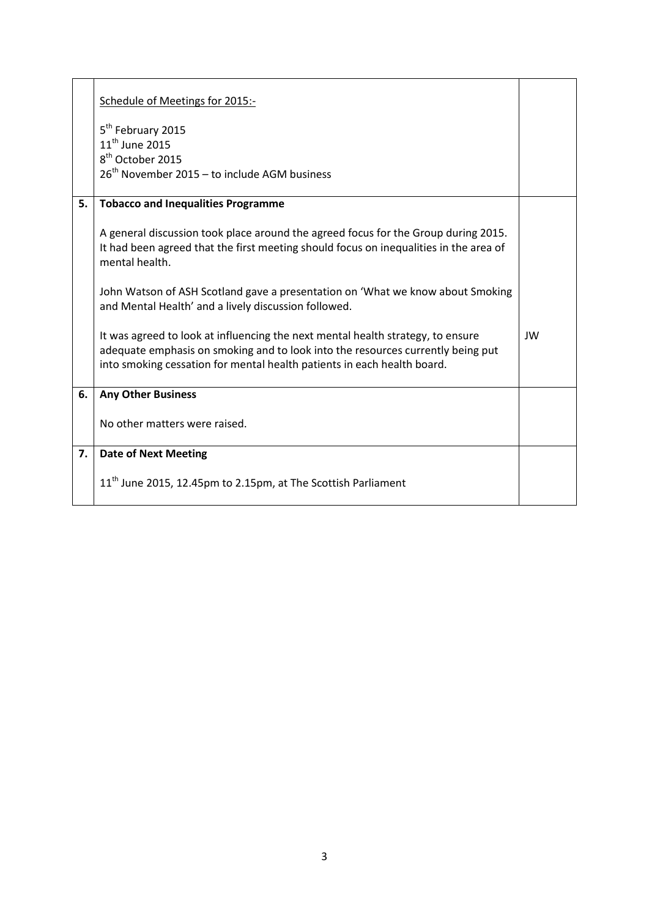| | | |
|---|---|---|
| | Schedule of Meetings for 2015:-<br><br>5th February 2015<br>11th June 2015<br>8th October 2015<br>26th November 2015 – to include AGM business | |
| **5.** | **Tobacco and Inequalities Programme**<br><br>A general discussion took place around the agreed focus for the Group during 2015. It had been agreed that the first meeting should focus on inequalities in the area of mental health.<br><br>John Watson of ASH Scotland gave a presentation on 'What we know about Smoking and Mental Health' and a lively discussion followed.<br><br>It was agreed to look at influencing the next mental health strategy, to ensure adequate emphasis on smoking and to look into the resources currently being put into smoking cessation for mental health patients in each health board. | JW |
| **6.** | **Any Other Business**<br><br>No other matters were raised. | |
| **7.** | **Date of Next Meeting**<br><br>11th June 2015, 12.45pm to 2.15pm, at The Scottish Parliament | |